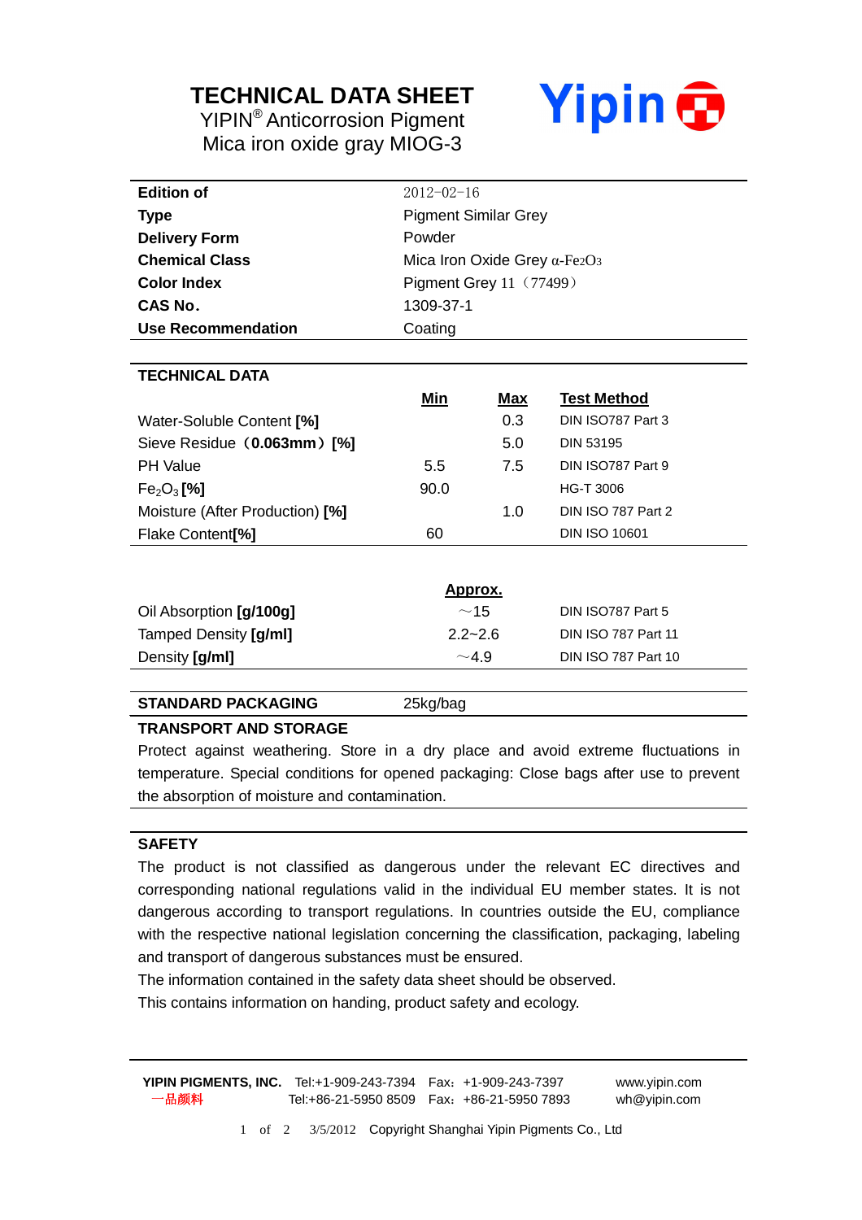# TECHNICAL DATA SHEET

YIPIN® Anticorrosion Pigment
Mica iron oxide gray MIOG-3

Yipin

| | |
|---|---|
| **Edition of** | 2012-02-16 |
| **Type** | Pigment Similar Grey |
| **Delivery Form** | Powder |
| **Chemical Class** | Mica Iron Oxide Grey α-$Fe_2O_3$ |
| **Color Index** | Pigment Grey 11（77499） |
| **CAS No.** | 1309-37-1 |
| **Use Recommendation** | Coating |

## TECHNICAL DATA

| | Min | Max | Test Method |
|---|---|---|---|
| Water-Soluble Content **[%]** | | 0.3 | DIN ISO787 Part 3 |
| Sieve Residue（**0.063mm**）**[%]** | | 5.0 | DIN 53195 |
| PH Value | 5.5 | 7.5 | DIN ISO787 Part 9 |
| $Fe_2O_3$ **[%]** | 90.0 | | HG-T 3006 |
| Moisture (After Production) **[%]** | | 1.0 | DIN ISO 787 Part 2 |
| Flake Content**[%]** | 60 | | DIN ISO 10601 |

| | Approx. | |
|---|---|---|
| Oil Absorption **[g/100g]** | ～15 | DIN ISO787 Part 5 |
| Tamped Density **[g/ml]** | 2.2~2.6 | DIN ISO 787 Part 11 |
| Density **[g/ml]** | ～4.9 | DIN ISO 787 Part 10 |

**STANDARD PACKAGING** 25kg/bag

## TRANSPORT AND STORAGE

Protect against weathering. Store in a dry place and avoid extreme fluctuations in temperature. Special conditions for opened packaging: Close bags after use to prevent the absorption of moisture and contamination.

## SAFETY

The product is not classified as dangerous under the relevant EC directives and corresponding national regulations valid in the individual EU member states. It is not dangerous according to transport regulations. In countries outside the EU, compliance with the respective national legislation concerning the classification, packaging, labeling and transport of dangerous substances must be ensured.
The information contained in the safety data sheet should be observed.
This contains information on handing, product safety and ecology.

**YIPIN PIGMENTS, INC.** Tel:+1-909-243-7394 Fax：+1-909-243-7397 www.yipin.com
一品颜料 Tel:+86-21-5950 8509 Fax：+86-21-5950 7893 wh@yipin.com

3/5/2012 Copyright Shanghai Yipin Pigments Co., Ltd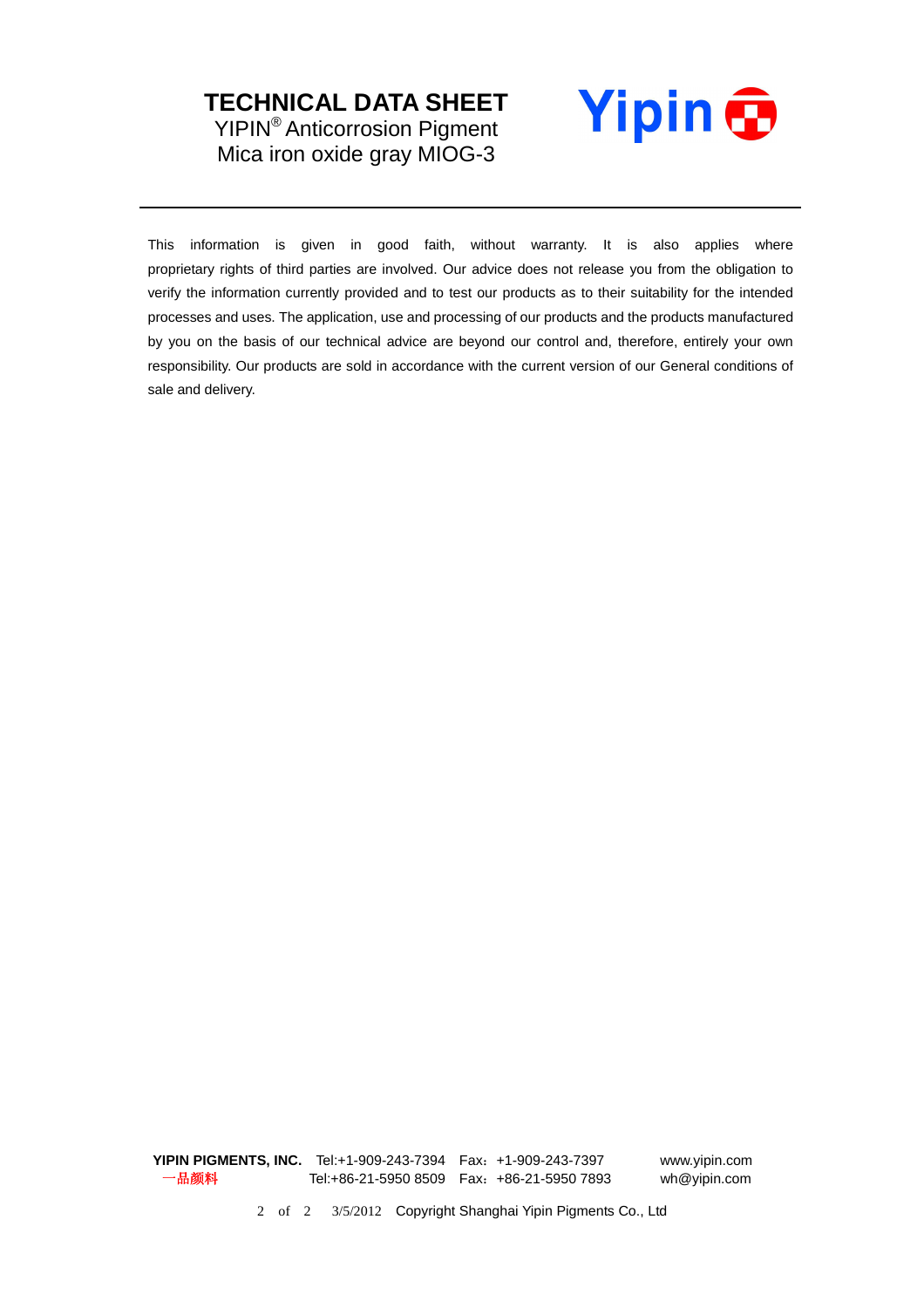**TECHNICAL DATA SHEET**
YIPIN® Anticorrosion Pigment
Mica iron oxide gray MIOG-3

This information is given in good faith, without warranty. It is also applies where proprietary rights of third parties are involved. Our advice does not release you from the obligation to verify the information currently provided and to test our products as to their suitability for the intended processes and uses. The application, use and processing of our products and the products manufactured by you on the basis of our technical advice are beyond our control and, therefore, entirely your own responsibility. Our products are sold in accordance with the current version of our General conditions of sale and delivery.

**YIPIN PIGMENTS, INC.** Tel:+1-909-243-7394 Fax：+1-909-243-7397 www.yipin.com
一品颜料 Tel:+86-21-5950 8509 Fax：+86-21-5950 7893 wh@yipin.com

3/5/2012 Copyright Shanghai Yipin Pigments Co., Ltd